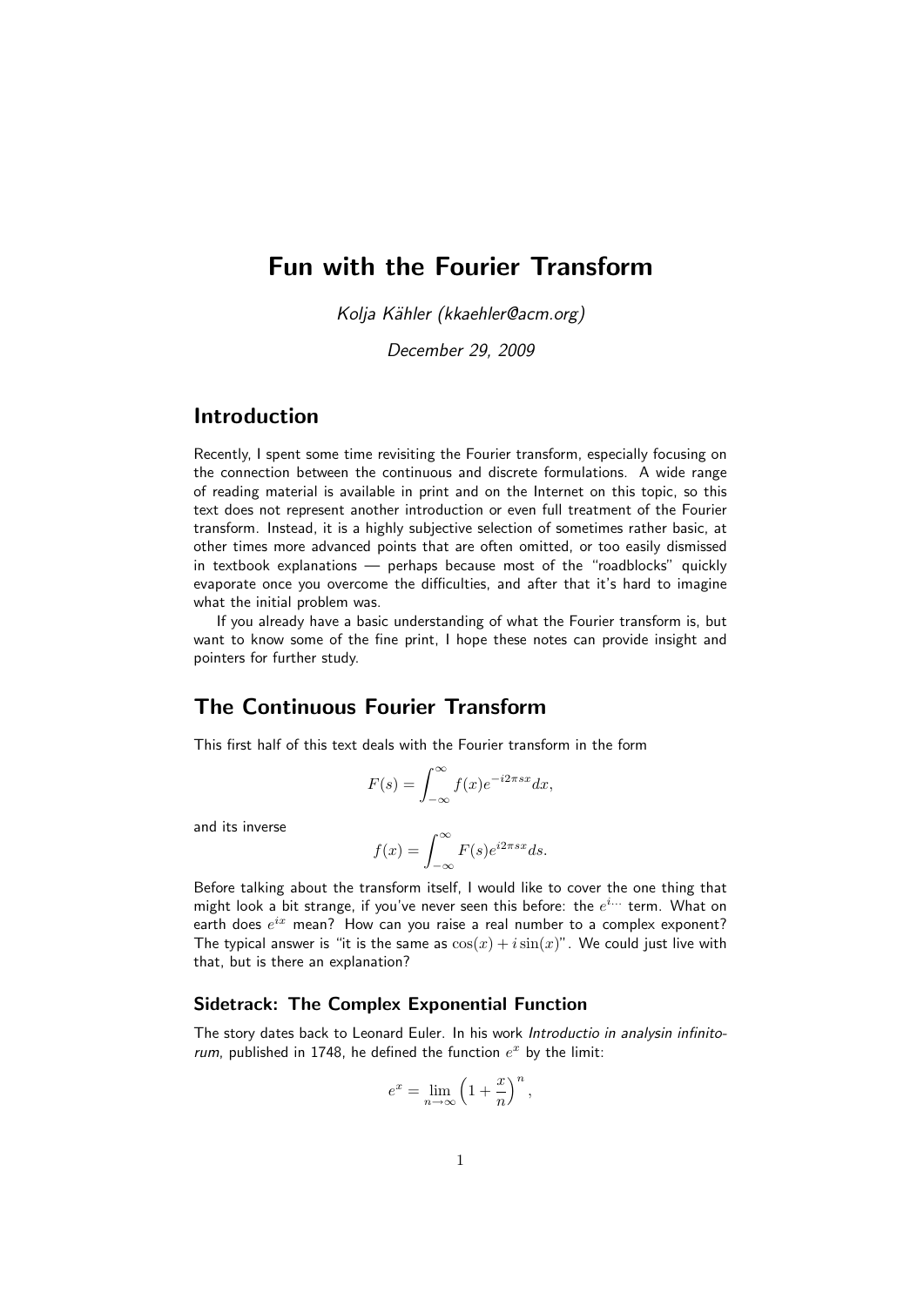# Fun with the Fourier Transform

*Kolja Kähler (kkaehler@acm.org)*

*December 29, 2009*

## Introduction

Recently, I spent some time revisiting the Fourier transform, especially focusing on the connection between the continuous and discrete formulations. A wide range of reading material is available in print and on the Internet on this topic, so this text does not represent another introduction or even full treatment of the Fourier transform. Instead, it is a highly subjective selection of sometimes rather basic, at other times more advanced points that are often omitted, or too easily dismissed in textbook explanations — perhaps because most of the "roadblocks" quickly evaporate once you overcome the difficulties, and after that it's hard to imagine what the initial problem was.

If you already have a basic understanding of what the Fourier transform is, but want to know some of the fine print, I hope these notes can provide insight and pointers for further study.

## The Continuous Fourier Transform

This first half of this text deals with the Fourier transform in the form

$$F(s) = \int_{-\infty}^{\infty} f(x) e^{-i2\pi sx} dx,$$

and its inverse

$$f(x) = \int_{-\infty}^{\infty} F(s) e^{i2\pi sx} ds.$$

Before talking about the transform itself, I would like to cover the one thing that might look a bit strange, if you've never seen this before: the $e^{i\cdots}$ term. What on earth does $e^{ix}$ mean? How can you raise a real number to a complex exponent? The typical answer is "it is the same as $\cos(x) + i\sin(x)$". We could just live with that, but is there an explanation?

### Sidetrack: The Complex Exponential Function

The story dates back to Leonard Euler. In his work *Introductio in analysin infinitorum*, published in 1748, he defined the function $e^x$ by the limit:

$$e^x = \lim_{n\to\infty} \left(1 + \frac{x}{n}\right)^n,$$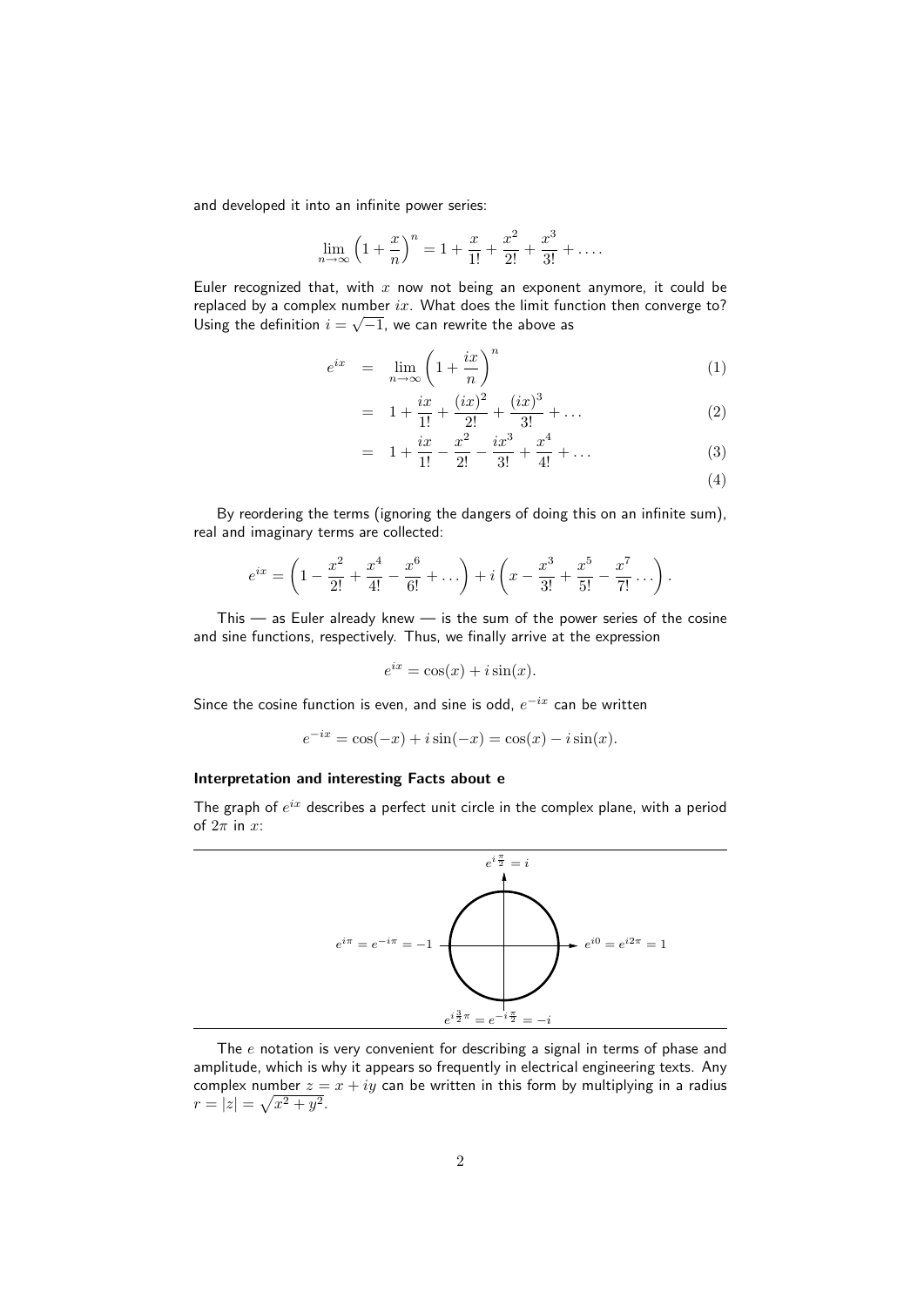and developed it into an infinite power series:

$$\lim_{n\to\infty}\left(1+\frac{x}{n}\right)^n = 1+\frac{x}{1!}+\frac{x^2}{2!}+\frac{x^3}{3!}+\ldots.$$

Euler recognized that, with $x$ now not being an exponent anymore, it could be replaced by a complex number $ix$. What does the limit function then converge to? Using the definition $i=\sqrt{-1}$, we can rewrite the above as

$$\begin{aligned}
e^{ix} &= \lim_{n\to\infty}\left(1+\frac{ix}{n}\right)^n && (1)\\
&= 1+\frac{ix}{1!}+\frac{(ix)^2}{2!}+\frac{(ix)^3}{3!}+\ldots && (2)\\
&= 1+\frac{ix}{1!}-\frac{x^2}{2!}-\frac{ix^3}{3!}+\frac{x^4}{4!}+\ldots && (3)\\
& && (4)
\end{aligned}$$

By reordering the terms (ignoring the dangers of doing this on an infinite sum), real and imaginary terms are collected:

$$e^{ix} = \left(1-\frac{x^2}{2!}+\frac{x^4}{4!}-\frac{x^6}{6!}+\ldots\right)+i\left(x-\frac{x^3}{3!}+\frac{x^5}{5!}-\frac{x^7}{7!}\ldots\right).$$

This — as Euler already knew — is the sum of the power series of the cosine and sine functions, respectively. Thus, we finally arrive at the expression

$$e^{ix} = \cos(x)+i\sin(x).$$

Since the cosine function is even, and sine is odd, $e^{-ix}$ can be written

$$e^{-ix} = \cos(-x)+i\sin(-x) = \cos(x)-i\sin(x).$$

### Interpretation and interesting Facts about e

The graph of $e^{ix}$ describes a perfect unit circle in the complex plane, with a period of $2\pi$ in $x$:

$e^{i\frac{\pi}{2}} = i$

$e^{i\pi} = e^{-i\pi} = -1$

$e^{i0} = e^{i2\pi} = 1$

$e^{i\frac{3}{2}\pi} = e^{-i\frac{\pi}{2}} = -i$

The $e$ notation is very convenient for describing a signal in terms of phase and amplitude, which is why it appears so frequently in electrical engineering texts. Any complex number $z = x+iy$ can be written in this form by multiplying in a radius $r = |z| = \sqrt{x^2+y^2}$.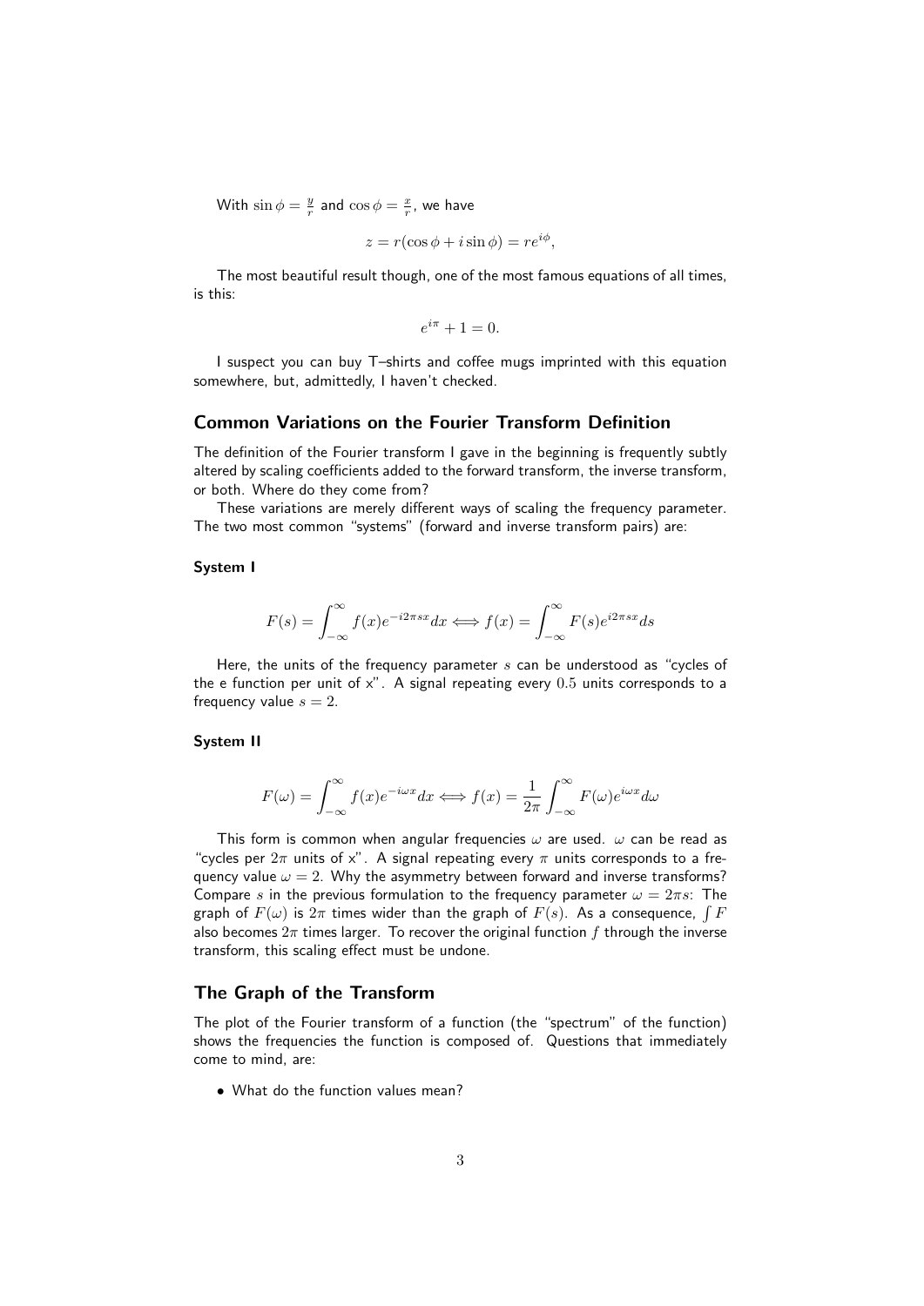With $\sin\phi = \frac{y}{r}$ and $\cos\phi = \frac{x}{r}$, we have

$$z = r(\cos\phi + i\sin\phi) = re^{i\phi},$$

The most beautiful result though, one of the most famous equations of all times, is this:

$$e^{i\pi} + 1 = 0.$$

I suspect you can buy T–shirts and coffee mugs imprinted with this equation somewhere, but, admittedly, I haven't checked.

## Common Variations on the Fourier Transform Definition

The definition of the Fourier transform I gave in the beginning is frequently subtly altered by scaling coefficients added to the forward transform, the inverse transform, or both. Where do they come from?

These variations are merely different ways of scaling the frequency parameter. The two most common "systems" (forward and inverse transform pairs) are:

#### System I

$$F(s) = \int_{-\infty}^{\infty} f(x)e^{-i2\pi sx}dx \Longleftrightarrow f(x) = \int_{-\infty}^{\infty} F(s)e^{i2\pi sx}ds$$

Here, the units of the frequency parameter $s$ can be understood as "cycles of the e function per unit of x". A signal repeating every $0.5$ units corresponds to a frequency value $s = 2$.

#### System II

$$F(\omega) = \int_{-\infty}^{\infty} f(x)e^{-i\omega x}dx \Longleftrightarrow f(x) = \frac{1}{2\pi}\int_{-\infty}^{\infty} F(\omega)e^{i\omega x}d\omega$$

This form is common when angular frequencies $\omega$ are used. $\omega$ can be read as "cycles per $2\pi$ units of x". A signal repeating every $\pi$ units corresponds to a frequency value $\omega = 2$. Why the asymmetry between forward and inverse transforms? Compare $s$ in the previous formulation to the frequency parameter $\omega = 2\pi s$: The graph of $F(\omega)$ is $2\pi$ times wider than the graph of $F(s)$. As a consequence, $\int F$ also becomes $2\pi$ times larger. To recover the original function $f$ through the inverse transform, this scaling effect must be undone.

## The Graph of the Transform

The plot of the Fourier transform of a function (the "spectrum" of the function) shows the frequencies the function is composed of. Questions that immediately come to mind, are:

- What do the function values mean?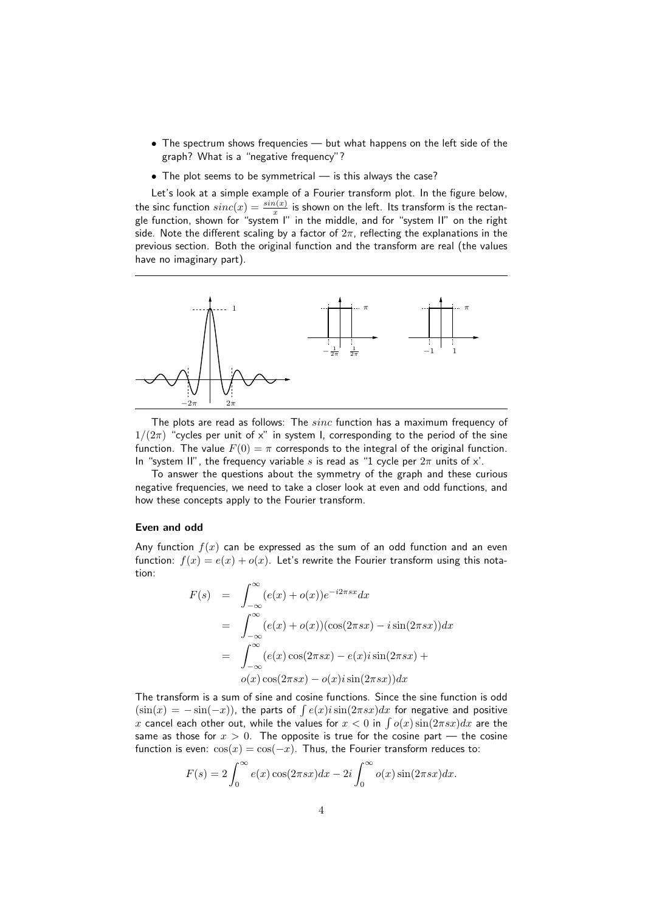- The spectrum shows frequencies — but what happens on the left side of the graph? What is a "negative frequency"?
- The plot seems to be symmetrical — is this always the case?

Let's look at a simple example of a Fourier transform plot. In the figure below, the sinc function $sinc(x) = \frac{sin(x)}{x}$ is shown on the left. Its transform is the rectangle function, shown for "system I" in the middle, and for "system II" on the right side. Note the different scaling by a factor of $2\pi$, reflecting the explanations in the previous section. Both the original function and the transform are real (the values have no imaginary part).

The plots are read as follows: The $sinc$ function has a maximum frequency of $1/(2\pi)$ "cycles per unit of x" in system I, corresponding to the period of the sine function. The value $F(0) = \pi$ corresponds to the integral of the original function. In "system II", the frequency variable $s$ is read as "1 cycle per $2\pi$ units of x'.

To answer the questions about the symmetry of the graph and these curious negative frequencies, we need to take a closer look at even and odd functions, and how these concepts apply to the Fourier transform.

**Even and odd**

Any function $f(x)$ can be expressed as the sum of an odd function and an even function: $f(x) = e(x) + o(x)$. Let's rewrite the Fourier transform using this notation:

$$\begin{aligned}
F(s) &= \int_{-\infty}^{\infty} (e(x) + o(x))e^{-i2\pi sx} dx \\
&= \int_{-\infty}^{\infty} (e(x) + o(x))(\cos(2\pi sx) - i\sin(2\pi sx))dx \\
&= \int_{-\infty}^{\infty} (e(x)\cos(2\pi sx) - e(x)i\sin(2\pi sx) + \\
&\qquad o(x)\cos(2\pi sx) - o(x)i\sin(2\pi sx))dx
\end{aligned}$$

The transform is a sum of sine and cosine functions. Since the sine function is odd ($\sin(x) = -\sin(-x)$), the parts of $\int e(x)i\sin(2\pi sx)dx$ for negative and positive $x$ cancel each other out, while the values for $x < 0$ in $\int o(x)\sin(2\pi sx)dx$ are the same as those for $x > 0$. The opposite is true for the cosine part — the cosine function is even: $\cos(x) = \cos(-x)$. Thus, the Fourier transform reduces to:

$$F(s) = 2\int_{0}^{\infty} e(x)\cos(2\pi sx)dx - 2i\int_{0}^{\infty} o(x)\sin(2\pi sx)dx.$$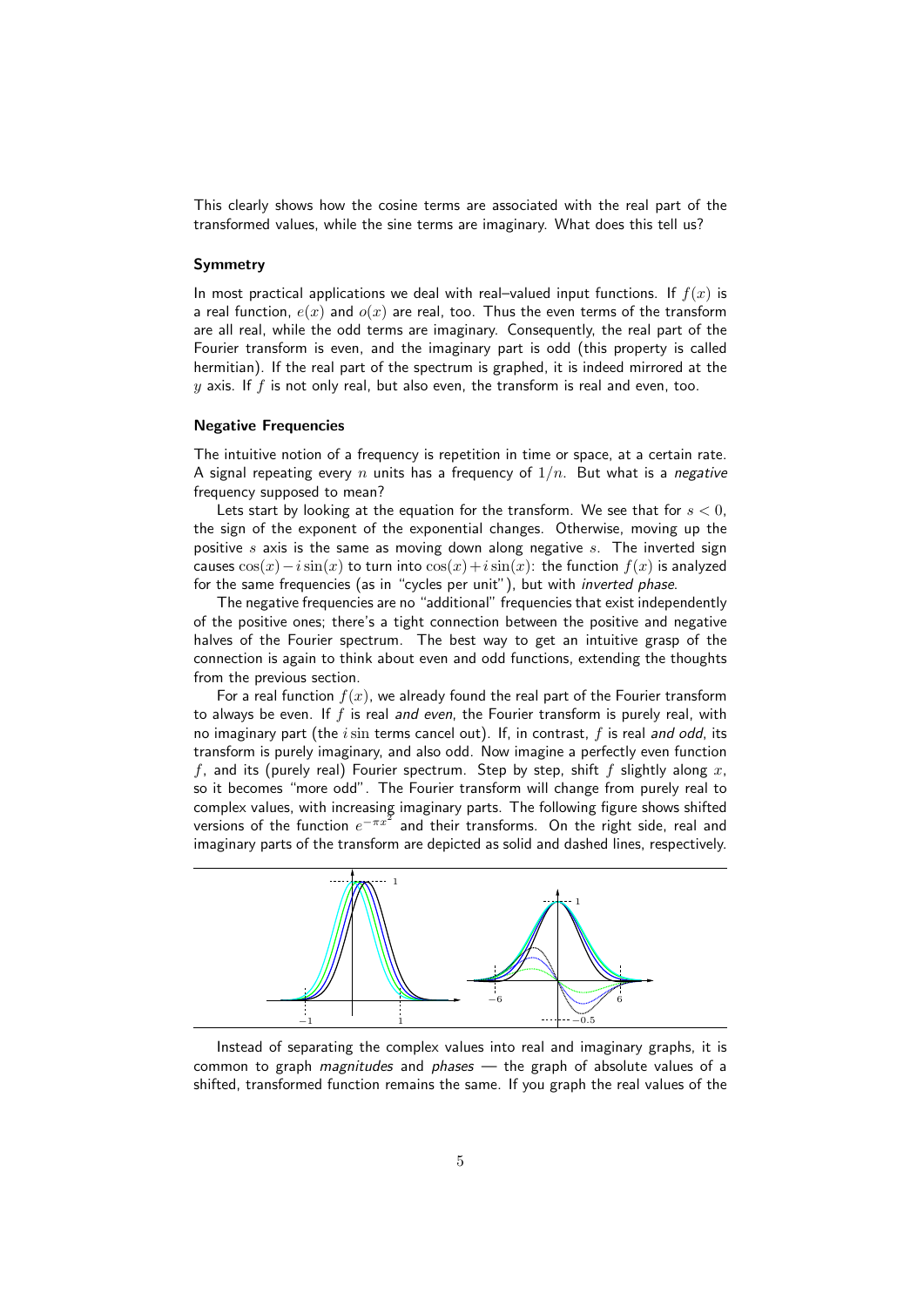This clearly shows how the cosine terms are associated with the real part of the transformed values, while the sine terms are imaginary. What does this tell us?

### Symmetry

In most practical applications we deal with real–valued input functions. If $f(x)$ is a real function, $e(x)$ and $o(x)$ are real, too. Thus the even terms of the transform are all real, while the odd terms are imaginary. Consequently, the real part of the Fourier transform is even, and the imaginary part is odd (this property is called hermitian). If the real part of the spectrum is graphed, it is indeed mirrored at the $y$ axis. If $f$ is not only real, but also even, the transform is real and even, too.

### Negative Frequencies

The intuitive notion of a frequency is repetition in time or space, at a certain rate. A signal repeating every $n$ units has a frequency of $1/n$. But what is a *negative* frequency supposed to mean?

Lets start by looking at the equation for the transform. We see that for $s < 0$, the sign of the exponent of the exponential changes. Otherwise, moving up the positive $s$ axis is the same as moving down along negative $s$. The inverted sign causes $\cos(x) - i\sin(x)$ to turn into $\cos(x) + i\sin(x)$: the function $f(x)$ is analyzed for the same frequencies (as in "cycles per unit"), but with *inverted phase*.

The negative frequencies are no "additional" frequencies that exist independently of the positive ones; there's a tight connection between the positive and negative halves of the Fourier spectrum. The best way to get an intuitive grasp of the connection is again to think about even and odd functions, extending the thoughts from the previous section.

For a real function $f(x)$, we already found the real part of the Fourier transform to always be even. If $f$ is real *and even*, the Fourier transform is purely real, with no imaginary part (the $i\sin$ terms cancel out). If, in contrast, $f$ is real *and odd*, its transform is purely imaginary, and also odd. Now imagine a perfectly even function $f$, and its (purely real) Fourier spectrum. Step by step, shift $f$ slightly along $x$, so it becomes "more odd". The Fourier transform will change from purely real to complex values, with increasing imaginary parts. The following figure shows shifted versions of the function $e^{-\pi x^2}$ and their transforms. On the right side, real and imaginary parts of the transform are depicted as solid and dashed lines, respectively.

Instead of separating the complex values into real and imaginary graphs, it is common to graph *magnitudes* and *phases* — the graph of absolute values of a shifted, transformed function remains the same. If you graph the real values of the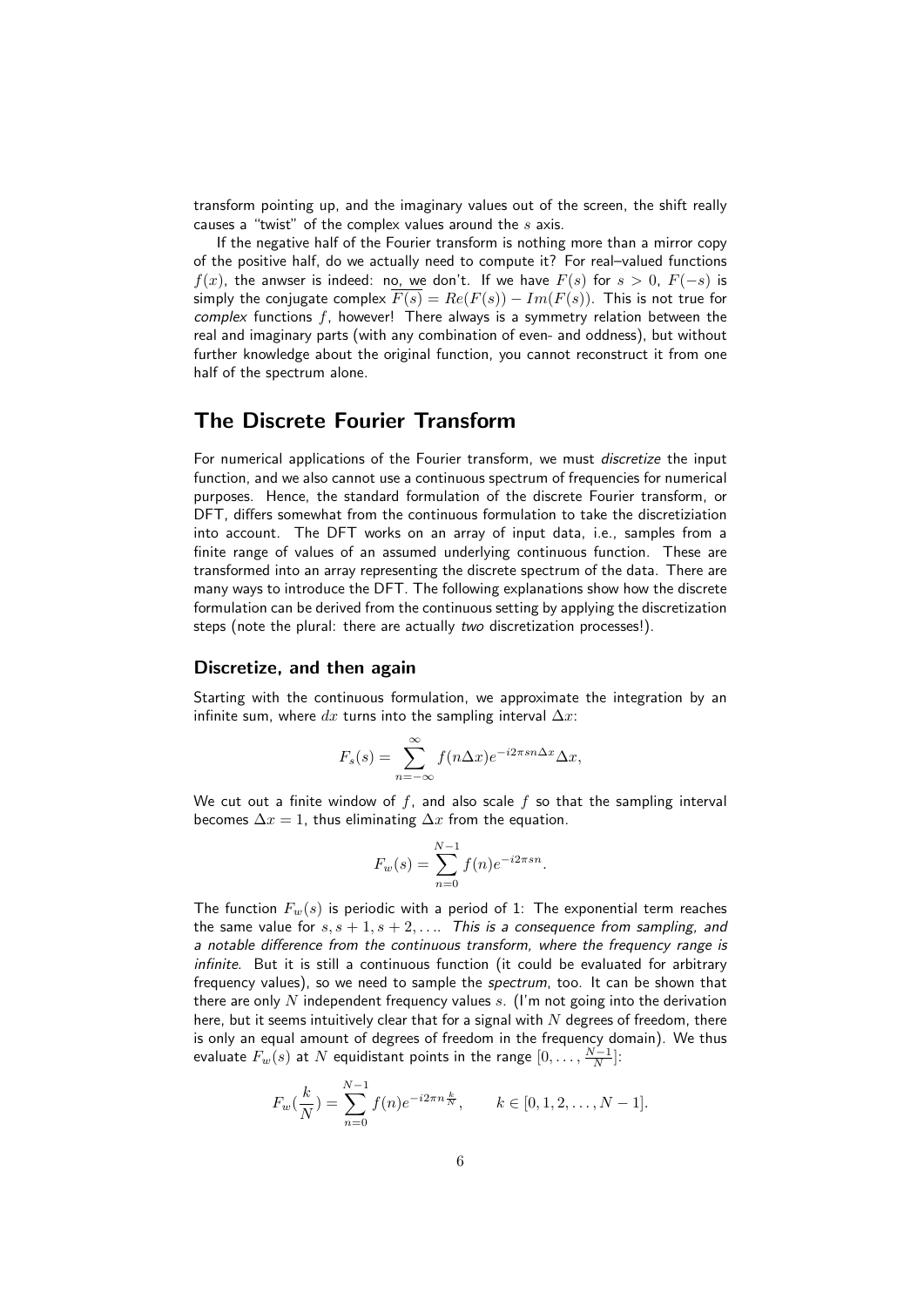transform pointing up, and the imaginary values out of the screen, the shift really causes a "twist" of the complex values around the $s$ axis.

If the negative half of the Fourier transform is nothing more than a mirror copy of the positive half, do we actually need to compute it? For real–valued functions $f(x)$, the anwser is indeed: no, we don't. If we have $F(s)$ for $s > 0$, $F(-s)$ is simply the conjugate complex $\overline{F(s)} = Re(F(s)) - Im(F(s))$. This is not true for *complex* functions $f$, however! There always is a symmetry relation between the real and imaginary parts (with any combination of even- and oddness), but without further knowledge about the original function, you cannot reconstruct it from one half of the spectrum alone.

## The Discrete Fourier Transform

For numerical applications of the Fourier transform, we must *discretize* the input function, and we also cannot use a continuous spectrum of frequencies for numerical purposes. Hence, the standard formulation of the discrete Fourier transform, or DFT, differs somewhat from the continuous formulation to take the discretiziation into account. The DFT works on an array of input data, i.e., samples from a finite range of values of an assumed underlying continuous function. These are transformed into an array representing the discrete spectrum of the data. There are many ways to introduce the DFT. The following explanations show how the discrete formulation can be derived from the continuous setting by applying the discretization steps (note the plural: there are actually *two* discretization processes!).

### Discretize, and then again

Starting with the continuous formulation, we approximate the integration by an infinite sum, where $dx$ turns into the sampling interval $\Delta x$:

$$F_s(s) = \sum_{n=-\infty}^{\infty} f(n\Delta x)e^{-i2\pi sn\Delta x}\Delta x,$$

We cut out a finite window of $f$, and also scale $f$ so that the sampling interval becomes $\Delta x = 1$, thus eliminating $\Delta x$ from the equation.

$$F_w(s) = \sum_{n=0}^{N-1} f(n)e^{-i2\pi sn}.$$

The function $F_w(s)$ is periodic with a period of 1: The exponential term reaches the same value for $s, s+1, s+2, \ldots$. *This is a consequence from sampling, and a notable difference from the continuous transform, where the frequency range is infinite.* But it is still a continuous function (it could be evaluated for arbitrary frequency values), so we need to sample the *spectrum*, too. It can be shown that there are only $N$ independent frequency values $s$. (I'm not going into the derivation here, but it seems intuitively clear that for a signal with $N$ degrees of freedom, there is only an equal amount of degrees of freedom in the frequency domain). We thus evaluate $F_w(s)$ at $N$ equidistant points in the range $[0, \ldots, \frac{N-1}{N}]$:

$$F_w(\frac{k}{N}) = \sum_{n=0}^{N-1} f(n)e^{-i2\pi n\frac{k}{N}}, \qquad k \in [0, 1, 2, \ldots, N-1].$$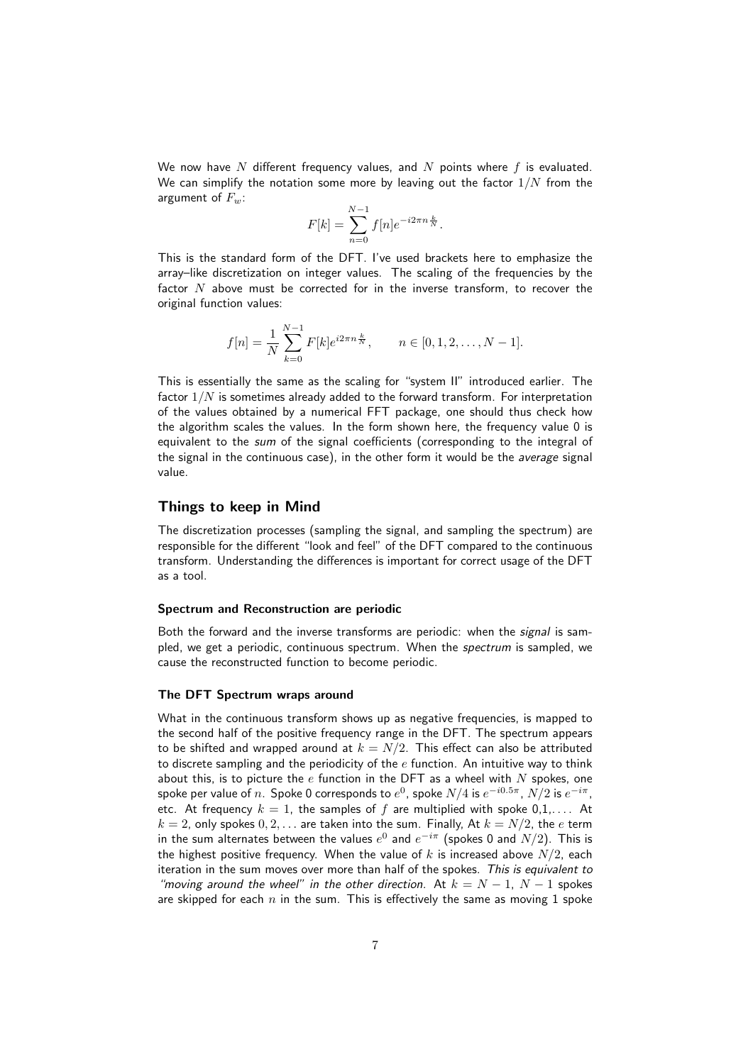We now have $N$ different frequency values, and $N$ points where $f$ is evaluated. We can simplify the notation some more by leaving out the factor $1/N$ from the argument of $F_w$:

$$F[k] = \sum_{n=0}^{N-1} f[n] e^{-i2\pi n \frac{k}{N}}.$$

This is the standard form of the DFT. I've used brackets here to emphasize the array–like discretization on integer values. The scaling of the frequencies by the factor $N$ above must be corrected for in the inverse transform, to recover the original function values:

$$f[n] = \frac{1}{N} \sum_{k=0}^{N-1} F[k] e^{i2\pi n \frac{k}{N}}, \qquad n \in [0, 1, 2, \ldots, N-1].$$

This is essentially the same as the scaling for "system II" introduced earlier. The factor $1/N$ is sometimes already added to the forward transform. For interpretation of the values obtained by a numerical FFT package, one should thus check how the algorithm scales the values. In the form shown here, the frequency value 0 is equivalent to the *sum* of the signal coefficients (corresponding to the integral of the signal in the continuous case), in the other form it would be the *average* signal value.

## Things to keep in Mind

The discretization processes (sampling the signal, and sampling the spectrum) are responsible for the different "look and feel" of the DFT compared to the continuous transform. Understanding the differences is important for correct usage of the DFT as a tool.

### Spectrum and Reconstruction are periodic

Both the forward and the inverse transforms are periodic: when the *signal* is sampled, we get a periodic, continuous spectrum. When the *spectrum* is sampled, we cause the reconstructed function to become periodic.

### The DFT Spectrum wraps around

What in the continuous transform shows up as negative frequencies, is mapped to the second half of the positive frequency range in the DFT. The spectrum appears to be shifted and wrapped around at $k = N/2$. This effect can also be attributed to discrete sampling and the periodicity of the $e$ function. An intuitive way to think about this, is to picture the $e$ function in the DFT as a wheel with $N$ spokes, one spoke per value of $n$. Spoke 0 corresponds to $e^0$, spoke $N/4$ is $e^{-i0.5\pi}$, $N/2$ is $e^{-i\pi}$, etc. At frequency $k = 1$, the samples of $f$ are multiplied with spoke 0,1,.... At $k = 2$, only spokes $0, 2, \ldots$ are taken into the sum. Finally, At $k = N/2$, the $e$ term in the sum alternates between the values $e^0$ and $e^{-i\pi}$ (spokes 0 and $N/2$). This is the highest positive frequency. When the value of $k$ is increased above $N/2$, each iteration in the sum moves over more than half of the spokes. *This is equivalent to "moving around the wheel" in the other direction.* At $k = N-1$, $N-1$ spokes are skipped for each $n$ in the sum. This is effectively the same as moving 1 spoke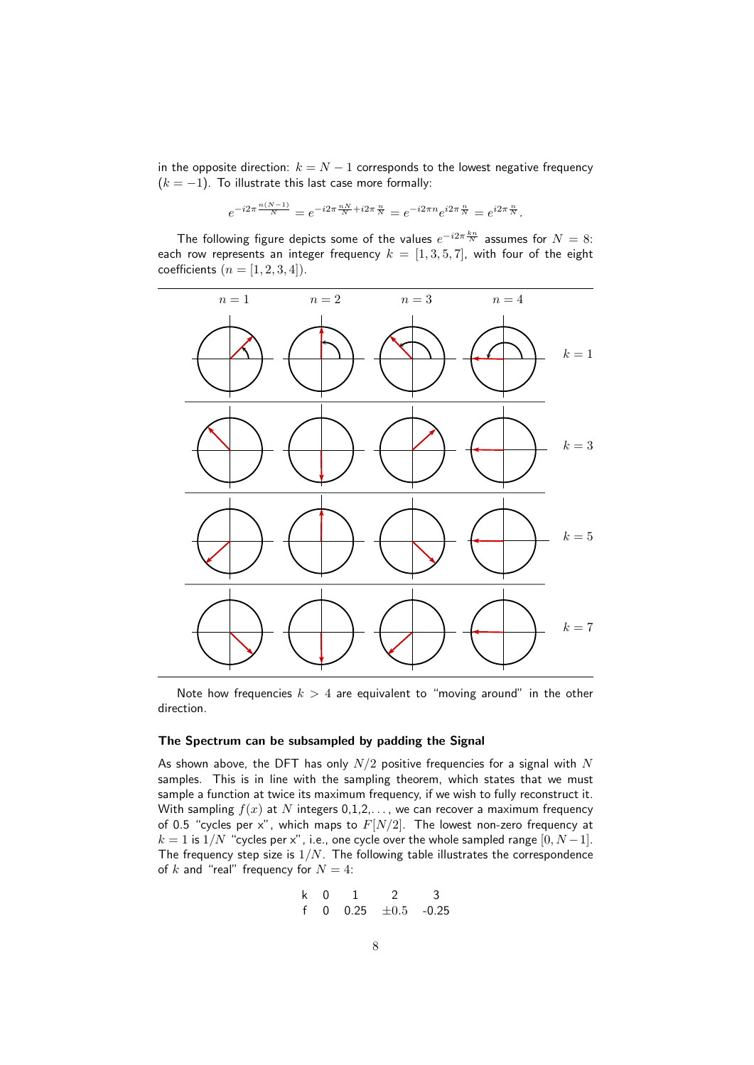in the opposite direction: $k = N - 1$ corresponds to the lowest negative frequency ($k = -1$). To illustrate this last case more formally:

$$e^{-i2\pi\frac{n(N-1)}{N}} = e^{-i2\pi\frac{nN}{N}+i2\pi\frac{n}{N}} = e^{-i2\pi n}e^{i2\pi\frac{n}{N}} = e^{i2\pi\frac{n}{N}}.$$

The following figure depicts some of the values $e^{-i2\pi\frac{kn}{N}}$ assumes for $N = 8$: each row represents an integer frequency $k = [1, 3, 5, 7]$, with four of the eight coefficients ($n = [1, 2, 3, 4]$).

Note how frequencies $k > 4$ are equivalent to "moving around" in the other direction.

### The Spectrum can be subsampled by padding the Signal

As shown above, the DFT has only $N/2$ positive frequencies for a signal with $N$ samples. This is in line with the sampling theorem, which states that we must sample a function at twice its maximum frequency, if we wish to fully reconstruct it. With sampling $f(x)$ at $N$ integers 0,1,2,..., we can recover a maximum frequency of 0.5 "cycles per x", which maps to $F[N/2]$. The lowest non-zero frequency at $k = 1$ is $1/N$ "cycles per x", i.e., one cycle over the whole sampled range $[0, N-1]$. The frequency step size is $1/N$. The following table illustrates the correspondence of $k$ and "real" frequency for $N = 4$:

| k | 0 | 1 | 2 | 3 |
|---|---|---|---|---|
| f | 0 | 0.25 | $\pm 0.5$ | -0.25 |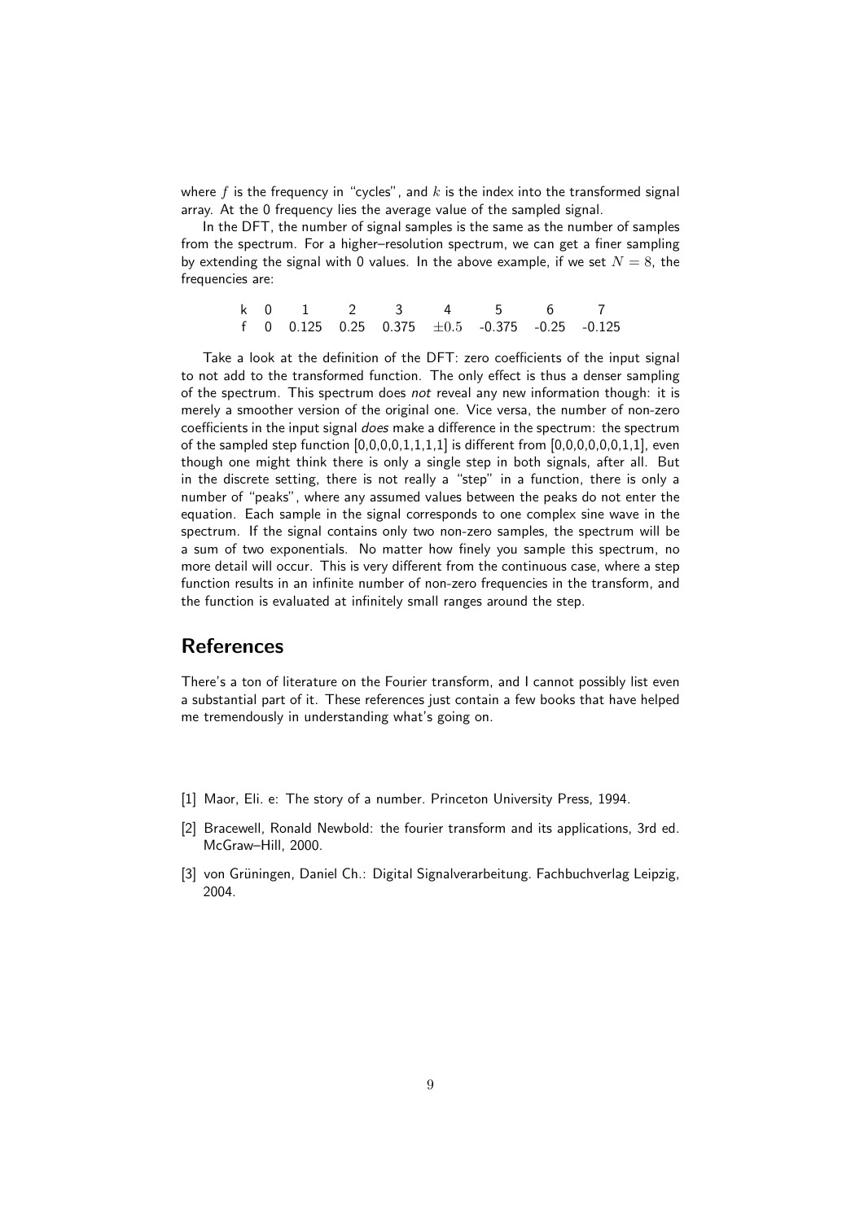where $f$ is the frequency in "cycles", and $k$ is the index into the transformed signal array. At the 0 frequency lies the average value of the sampled signal.

In the DFT, the number of signal samples is the same as the number of samples from the spectrum. For a higher–resolution spectrum, we can get a finer sampling by extending the signal with 0 values. In the above example, if we set $N = 8$, the frequencies are:

| | | | | | | | | |
|---|---|---|---|---|---|---|---|---|
| k | 0 | 1 | 2 | 3 | 4 | 5 | 6 | 7 |
| f | 0 | 0.125 | 0.25 | 0.375 | $\pm 0.5$ | -0.375 | -0.25 | -0.125 |

Take a look at the definition of the DFT: zero coefficients of the input signal to not add to the transformed function. The only effect is thus a denser sampling of the spectrum. This spectrum does *not* reveal any new information though: it is merely a smoother version of the original one. Vice versa, the number of non-zero coefficients in the input signal *does* make a difference in the spectrum: the spectrum of the sampled step function [0,0,0,0,1,1,1,1] is different from [0,0,0,0,0,0,1,1], even though one might think there is only a single step in both signals, after all. But in the discrete setting, there is not really a "step" in a function, there is only a number of "peaks", where any assumed values between the peaks do not enter the equation. Each sample in the signal corresponds to one complex sine wave in the spectrum. If the signal contains only two non-zero samples, the spectrum will be a sum of two exponentials. No matter how finely you sample this spectrum, no more detail will occur. This is very different from the continuous case, where a step function results in an infinite number of non-zero frequencies in the transform, and the function is evaluated at infinitely small ranges around the step.

## References

There's a ton of literature on the Fourier transform, and I cannot possibly list even a substantial part of it. These references just contain a few books that have helped me tremendously in understanding what's going on.

[1] Maor, Eli. e: The story of a number. Princeton University Press, 1994.

[2] Bracewell, Ronald Newbold: the fourier transform and its applications, 3rd ed. McGraw–Hill, 2000.

[3] von Grüningen, Daniel Ch.: Digital Signalverarbeitung. Fachbuchverlag Leipzig, 2004.